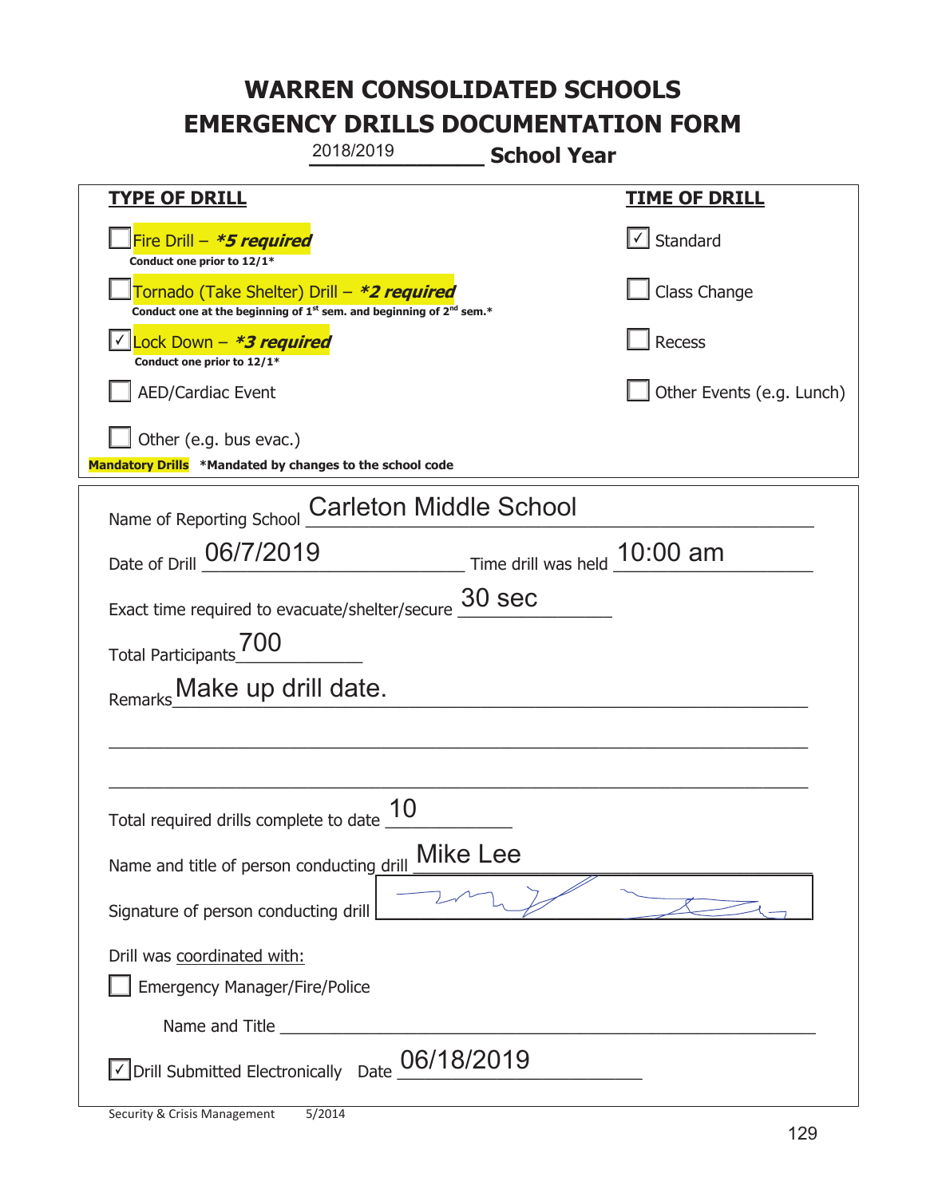# WARREN CONSOLIDATED SCHOOLS
# EMERGENCY DRILLS DOCUMENTATION FORM

2018/2019 **School Year**

| **TYPE OF DRILL** | **TIME OF DRILL** |
|---|---|
| ☐ Fire Drill – ***5 required*** <br> **Conduct one prior to 12/1*** | ☑ Standard |
| ☐ Tornado (Take Shelter) Drill – ***2 required*** <br> **Conduct one at the beginning of 1st sem. and beginning of 2nd sem.*** | ☐ Class Change |
| ☑ Lock Down – ***3 required*** <br> **Conduct one prior to 12/1*** | ☐ Recess |
| ☐ AED/Cardiac Event | ☐ Other Events (e.g. Lunch) |
| ☐ Other (e.g. bus evac.) | |

**Mandatory Drills** **\*Mandated by changes to the school code**

Name of Reporting School: Carleton Middle School

Date of Drill: 06/7/2019 Time drill was held: 10:00 am

Exact time required to evacuate/shelter/secure: 30 sec

Total Participants: 700

Remarks: Make up drill date.

Total required drills complete to date: 10

Name and title of person conducting drill: Mike Lee

Signature of person conducting drill: [signature]

Drill was coordinated with:

☐ Emergency Manager/Fire/Police

Name and Title ______________________

☑ Drill Submitted Electronically Date: 06/18/2019

Security & Crisis Management 5/2014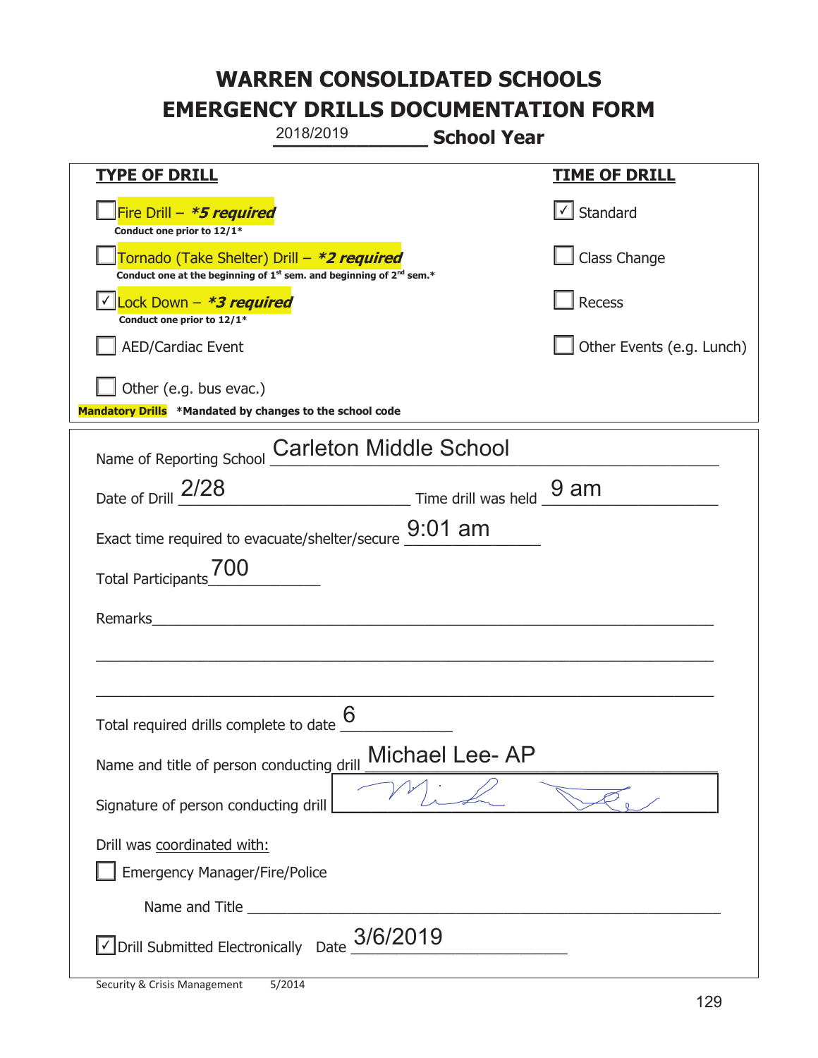# WARREN CONSOLIDATED SCHOOLS
# EMERGENCY DRILLS DOCUMENTATION FORM

2018/2019 **School Year**

| **TYPE OF DRILL** | **TIME OF DRILL** |
|---|---|
| ☐ Fire Drill – ***5 required*** <br> **Conduct one prior to 12/1*** | ☑ Standard |
| ☐ Tornado (Take Shelter) Drill – ***2 required*** <br> **Conduct one at the beginning of 1st sem. and beginning of 2nd sem.*** | ☐ Class Change |
| ☑ Lock Down – ***3 required*** <br> **Conduct one prior to 12/1*** | ☐ Recess |
| ☐ AED/Cardiac Event | ☐ Other Events (e.g. Lunch) |
| ☐ Other (e.g. bus evac.) | |

**Mandatory Drills** ***Mandated by changes to the school code**

Name of Reporting School: Carleton Middle School

Date of Drill: 2/28 Time drill was held: 9 am

Exact time required to evacuate/shelter/secure: 9:01 am

Total Participants: 700

Remarks: ______________________________

Total required drills complete to date: 6

Name and title of person conducting drill: Michael Lee- AP

Signature of person conducting drill: [signature]

Drill was coordinated with:

☐ Emergency Manager/Fire/Police

Name and Title: ______________________________

☑ Drill Submitted Electronically Date: 3/6/2019

Security & Crisis Management 5/2014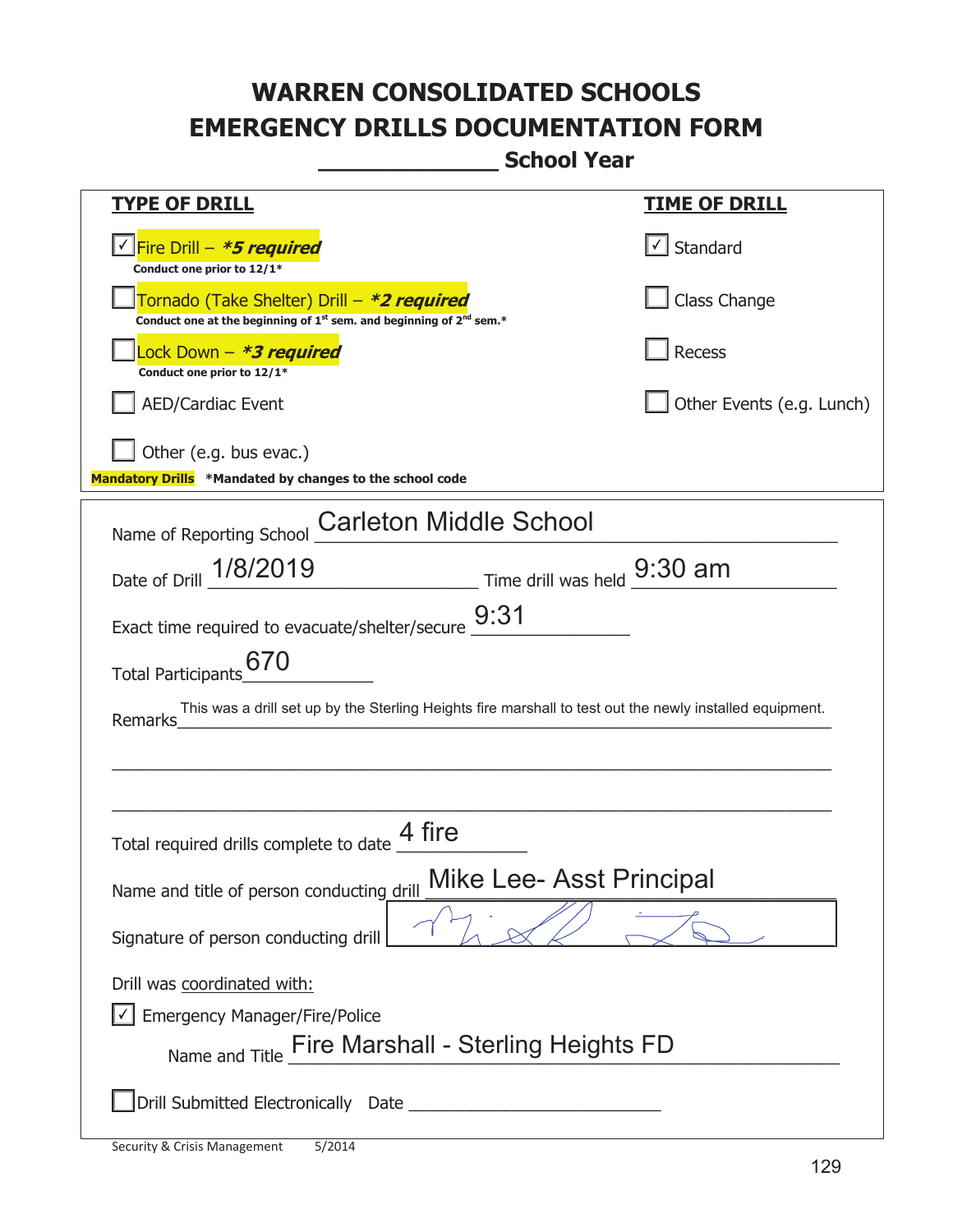# WARREN CONSOLIDATED SCHOOLS
# EMERGENCY DRILLS DOCUMENTATION FORM

______________ School Year

| TYPE OF DRILL | TIME OF DRILL |
|---|---|
| ☑ Fire Drill – ***5 required***<br>**Conduct one prior to 12/1*** | ☑ Standard |
| ☐ Tornado (Take Shelter) Drill – ***2 required***<br>**Conduct one at the beginning of 1st sem. and beginning of 2nd sem.*** | ☐ Class Change |
| ☐ Lock Down – ***3 required***<br>**Conduct one prior to 12/1*** | ☐ Recess |
| ☐ AED/Cardiac Event | ☐ Other Events (e.g. Lunch) |
| ☐ Other (e.g. bus evac.) | |

**Mandatory Drills** ***Mandated by changes to the school code**

Name of Reporting School: Carleton Middle School

Date of Drill: 1/8/2019 Time drill was held: 9:30 am

Exact time required to evacuate/shelter/secure: 9:31

Total Participants: 670

Remarks: This was a drill set up by the Sterling Heights fire marshall to test out the newly installed equipment.

Total required drills complete to date: 4 fire

Name and title of person conducting drill: Mike Lee- Asst Principal

Signature of person conducting drill: [signature]

Drill was coordinated with:

☑ Emergency Manager/Fire/Police

Name and Title: Fire Marshall - Sterling Heights FD

☐ Drill Submitted Electronically Date ____________________

Security & Crisis Management 5/2014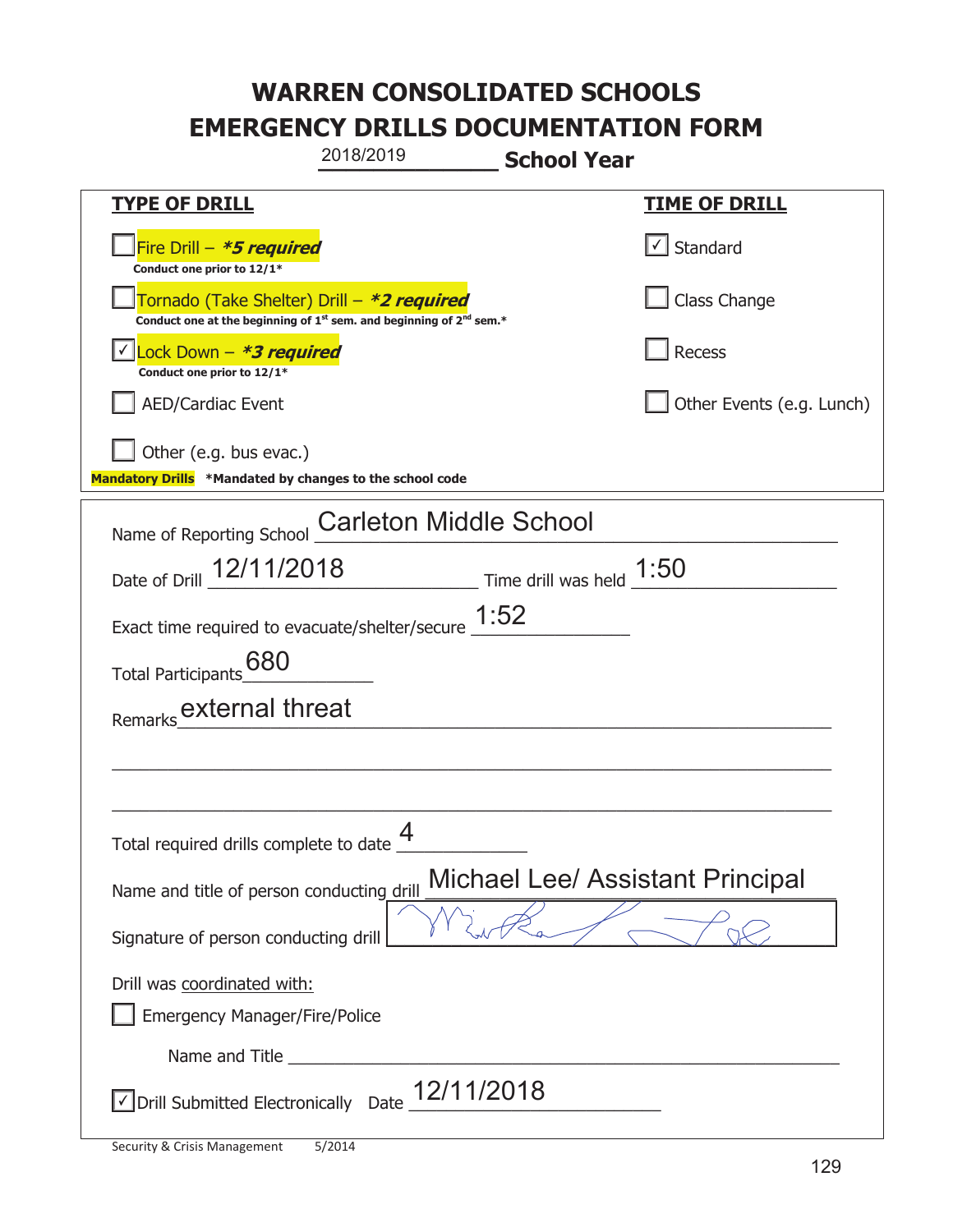# WARREN CONSOLIDATED SCHOOLS
# EMERGENCY DRILLS DOCUMENTATION FORM

2018/2019 **School Year**

| **TYPE OF DRILL** | **TIME OF DRILL** |
|---|---|
| ☐ Fire Drill – ***5 required*** <br> **Conduct one prior to 12/1*** | ☑ Standard |
| ☐ Tornado (Take Shelter) Drill – ***2 required*** <br> **Conduct one at the beginning of 1st sem. and beginning of 2nd sem.*** | ☐ Class Change |
| ☑ Lock Down – ***3 required*** <br> **Conduct one prior to 12/1*** | ☐ Recess |
| ☐ AED/Cardiac Event | ☐ Other Events (e.g. Lunch) |
| ☐ Other (e.g. bus evac.) | |

**Mandatory Drills** ***Mandated by changes to the school code**

Name of Reporting School: Carleton Middle School

Date of Drill: 12/11/2018  Time drill was held: 1:50

Exact time required to evacuate/shelter/secure: 1:52

Total Participants: 680

Remarks: external threat

Total required drills complete to date: 4

Name and title of person conducting drill: Michael Lee/ Assistant Principal

Signature of person conducting drill: [signature]

Drill was coordinated with:

☐ Emergency Manager/Fire/Police

Name and Title ______________________

☑ Drill Submitted Electronically  Date: 12/11/2018

Security & Crisis Management 5/2014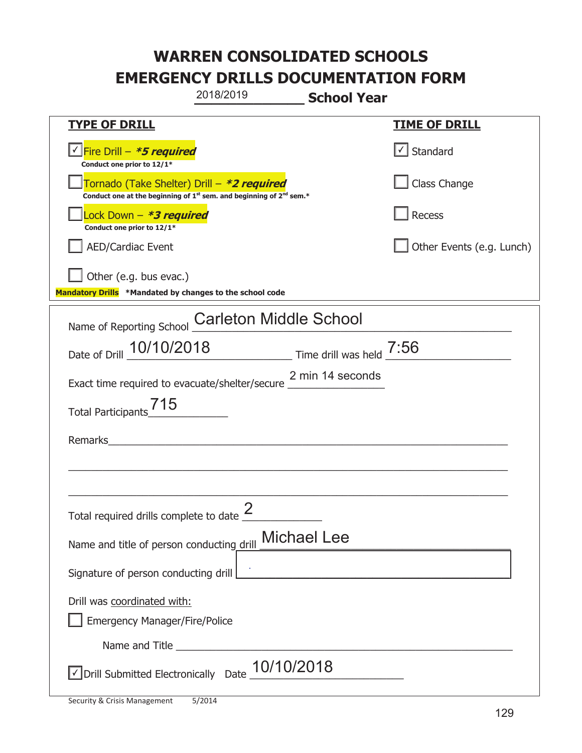# WARREN CONSOLIDATED SCHOOLS
# EMERGENCY DRILLS DOCUMENTATION FORM

2018/2019 **School Year**

| **TYPE OF DRILL** | **TIME OF DRILL** |
|---|---|
| ☑ Fire Drill – ***5 required*** <br> **Conduct one prior to 12/1*** | ☑ Standard |
| ☐ Tornado (Take Shelter) Drill – ***2 required*** <br> **Conduct one at the beginning of 1st sem. and beginning of 2nd sem.*** | ☐ Class Change |
| ☐ Lock Down – ***3 required*** <br> **Conduct one prior to 12/1*** | ☐ Recess |
| ☐ AED/Cardiac Event | ☐ Other Events (e.g. Lunch) |
| ☐ Other (e.g. bus evac.) | |

**Mandatory Drills** ***Mandated by changes to the school code**

Name of Reporting School: Carleton Middle School

Date of Drill: 10/10/2018 Time drill was held: 7:56

Exact time required to evacuate/shelter/secure: 2 min 14 seconds

Total Participants: 715

Remarks: ______________________________

Total required drills complete to date: 2

Name and title of person conducting drill: Michael Lee

Signature of person conducting drill: ______________________________

Drill was coordinated with:

☐ Emergency Manager/Fire/Police

Name and Title ______________________________

☑ Drill Submitted Electronically Date: 10/10/2018

Security & Crisis Management 5/2014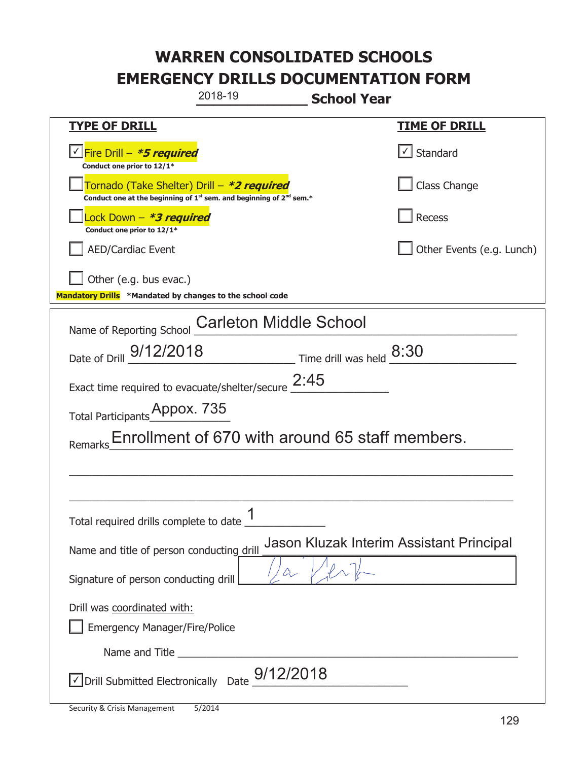# WARREN CONSOLIDATED SCHOOLS
# EMERGENCY DRILLS DOCUMENTATION FORM

2018-19 **School Year**

| **TYPE OF DRILL** | **TIME OF DRILL** |
|---|---|
| ☑ Fire Drill – ***5 required*** <br> **Conduct one prior to 12/1*** | ☑ Standard |
| ☐ Tornado (Take Shelter) Drill – ***2 required*** <br> **Conduct one at the beginning of 1st sem. and beginning of 2nd sem.*** | ☐ Class Change |
| ☐ Lock Down – ***3 required*** <br> **Conduct one prior to 12/1*** | ☐ Recess |
| ☐ AED/Cardiac Event | ☐ Other Events (e.g. Lunch) |
| ☐ Other (e.g. bus evac.) | |

**Mandatory Drills** ***Mandated by changes to the school code**

Name of Reporting School: Carleton Middle School

Date of Drill: 9/12/2018 Time drill was held: 8:30

Exact time required to evacuate/shelter/secure: 2:45

Total Participants: Appox. 735

Remarks: Enrollment of 670 with around 65 staff members.

Total required drills complete to date: 1

Name and title of person conducting drill: Jason Kluzak Interim Assistant Principal

Signature of person conducting drill: [signature]

Drill was coordinated with:

☐ Emergency Manager/Fire/Police

Name and Title ______________________

☑ Drill Submitted Electronically Date: 9/12/2018

Security & Crisis Management 5/2014